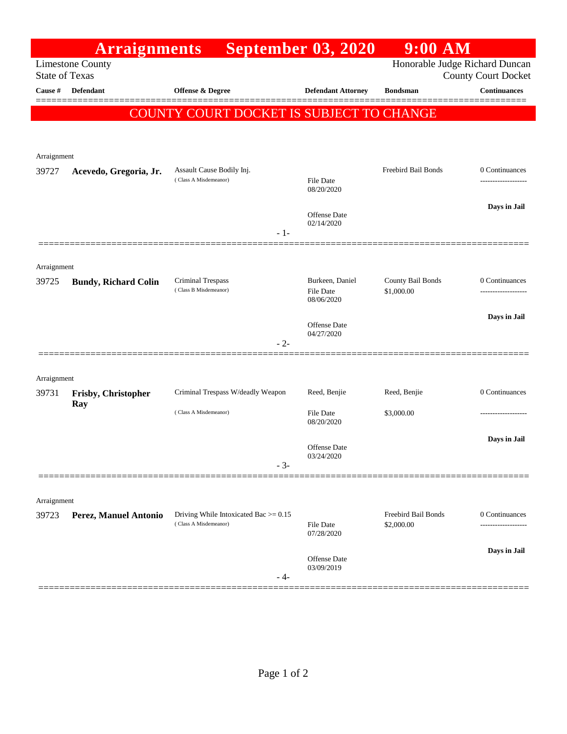# Arraignments September 03, 2020 9:00 AM

Limestone County
State of Texas

Honorable Judge Richard Duncan
County Court Docket

**COUNTY COURT DOCKET IS SUBJECT TO CHANGE**

| Cause # | Defendant | Offense & Degree | Defendant Attorney | Bondsman | Continuances |
|---|---|---|---|---|---|
| Arraignment | | | | | |
| 39727 | **Acevedo, Gregoria, Jr.** | Assault Cause Bodily Inj. (Class A Misdemeanor) | File Date 08/20/2020<br>Offense Date 02/14/2020 | Freebird Bail Bonds | 0 Continuances<br>**Days in Jail** |
| Arraignment | | | | | |
| 39725 | **Bundy, Richard Colin** | Criminal Trespass (Class B Misdemeanor) | Burkeen, Daniel<br>File Date 08/06/2020<br>Offense Date 04/27/2020 | County Bail Bonds<br>$1,000.00 | 0 Continuances<br>**Days in Jail** |
| Arraignment | | | | | |
| 39731 | **Frisby, Christopher Ray** | Criminal Trespass W/deadly Weapon (Class A Misdemeanor) | Reed, Benjie<br>File Date 08/20/2020<br>Offense Date 03/24/2020 | Reed, Benjie<br>$3,000.00 | 0 Continuances<br>**Days in Jail** |
| Arraignment | | | | | |
| 39723 | **Perez, Manuel Antonio** | Driving While Intoxicated Bac >= 0.15 (Class A Misdemeanor) | File Date 07/28/2020<br>Offense Date 03/09/2019 | Freebird Bail Bonds<br>$2,000.00 | 0 Continuances<br>**Days in Jail** |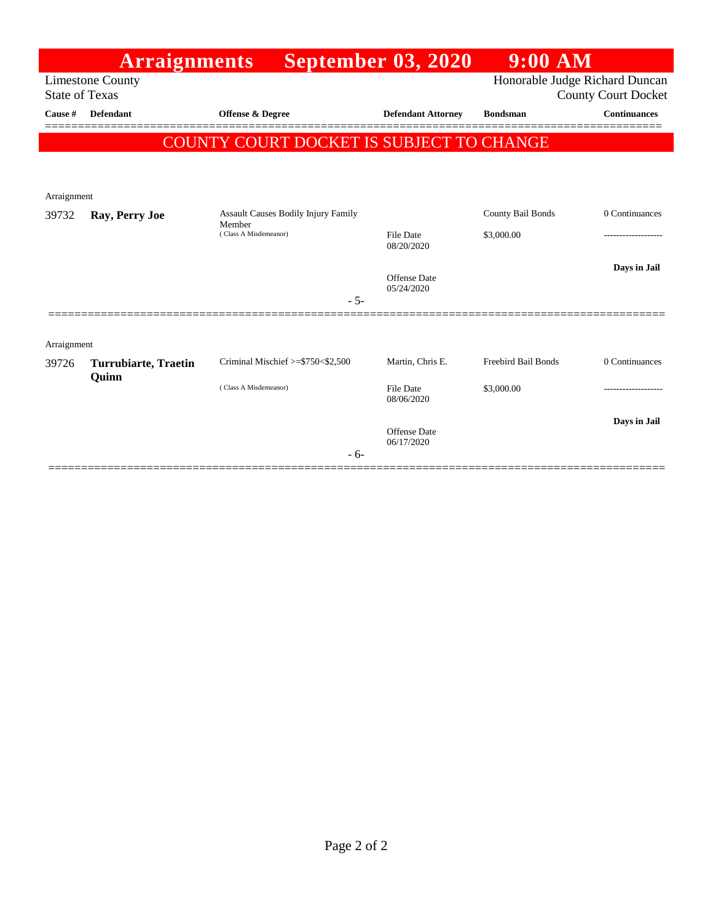# Arraignments September 03, 2020 9:00 AM

Limestone County
State of Texas

Honorable Judge Richard Duncan
County Court Docket

COUNTY COURT DOCKET IS SUBJECT TO CHANGE

| Cause # | Defendant | Offense & Degree | Defendant Attorney | Bondsman | Continuances |
|---|---|---|---|---|---|
| Arraignment | | | | | |
| 39732 | **Ray, Perry Joe** | Assault Causes Bodily Injury Family Member (Class A Misdemeanor) | File Date 08/20/2020<br>Offense Date 05/24/2020 | County Bail Bonds<br>$3,000.00 | 0 Continuances<br>-------------------<br>**Days in Jail** |
| | | - 5- | | | |
| Arraignment | | | | | |
| 39726 | **Turrubiarte, Traetin Quinn** | Criminal Mischief >=$750<$2,500 (Class A Misdemeanor) | Martin, Chris E.<br>File Date 08/06/2020<br>Offense Date 06/17/2020 | Freebird Bail Bonds<br>$3,000.00 | 0 Continuances<br>-------------------<br>**Days in Jail** |
| | | - 6- | | | |